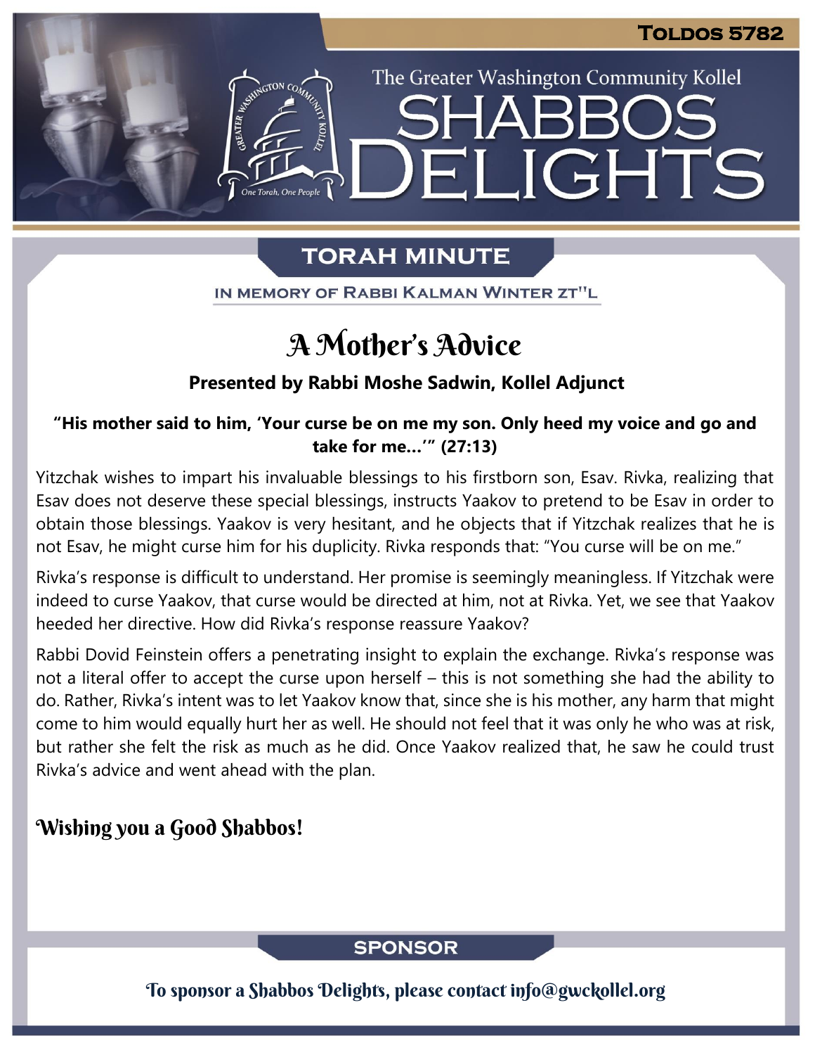TOLDOS 5782

The Greater Washington Community Kollel

# SHABBOS DELIGHTS

## TORAH MINUTE

IN MEMORY OF RABBI KALMAN WINTER ZT"L

# A Mother's Advice

**Presented by Rabbi Moshe Sadwin, Kollel Adjunct**

**"His mother said to him, 'Your curse be on me my son. Only heed my voice and go and take for me...'" (27:13)**

Yitzchak wishes to impart his invaluable blessings to his firstborn son, Esav. Rivka, realizing that Esav does not deserve these special blessings, instructs Yaakov to pretend to be Esav in order to obtain those blessings. Yaakov is very hesitant, and he objects that if Yitzchak realizes that he is not Esav, he might curse him for his duplicity. Rivka responds that: "You curse will be on me."

Rivka's response is difficult to understand. Her promise is seemingly meaningless. If Yitzchak were indeed to curse Yaakov, that curse would be directed at him, not at Rivka. Yet, we see that Yaakov heeded her directive. How did Rivka's response reassure Yaakov?

Rabbi Dovid Feinstein offers a penetrating insight to explain the exchange. Rivka's response was not a literal offer to accept the curse upon herself – this is not something she had the ability to do. Rather, Rivka's intent was to let Yaakov know that, since she is his mother, any harm that might come to him would equally hurt her as well. He should not feel that it was only he who was at risk, but rather she felt the risk as much as he did. Once Yaakov realized that, he saw he could trust Rivka's advice and went ahead with the plan.

**Wishing you a Good Shabbos!**

## SPONSOR

To sponsor a Shabbos Delights, please contact info@gwckollel.org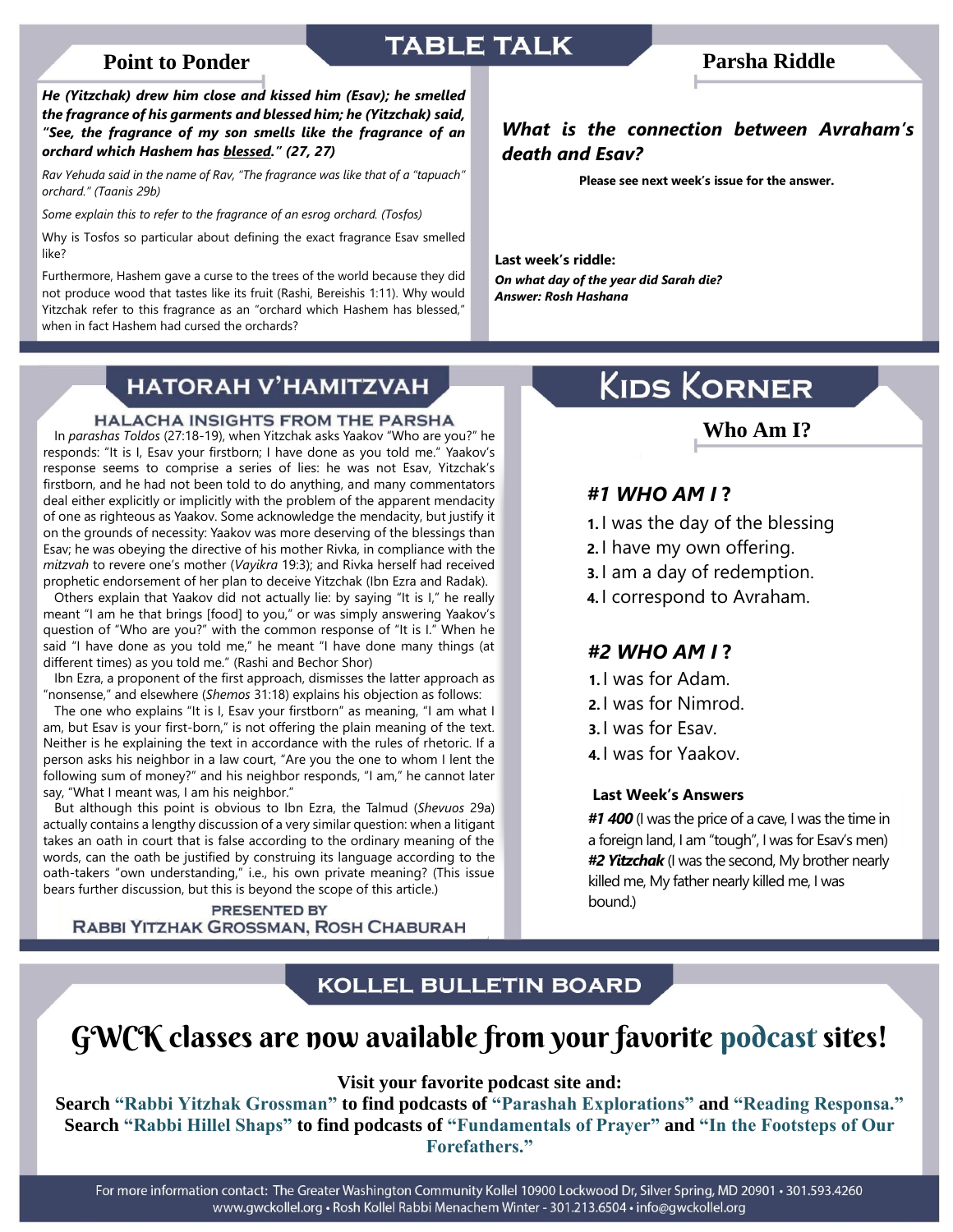# TABLE TALK

## Point to Ponder

***He (Yitzchak) drew him close and kissed him (Esav); he smelled the fragrance of his garments and blessed him; he (Yitzchak) said, "See, the fragrance of my son smells like the fragrance of an orchard which Hashem has blessed." (27, 27)***

*Rav Yehuda said in the name of Rav, "The fragrance was like that of a "tapuach" orchard." (Taanis 29b)*

*Some explain this to refer to the fragrance of an esrog orchard. (Tosfos)*

Why is Tosfos so particular about defining the exact fragrance Esav smelled like?

Furthermore, Hashem gave a curse to the trees of the world because they did not produce wood that tastes like its fruit (Rashi, Bereishis 1:11). Why would Yitzchak refer to this fragrance as an "orchard which Hashem has blessed," when in fact Hashem had cursed the orchards?

## Parsha Riddle

***What is the connection between Avraham's death and Esav?***

**Please see next week's issue for the answer.**

**Last week's riddle:**
***On what day of the year did Sarah die?***
***Answer: Rosh Hashana***

# HATORAH V'HAMITZVAH

## HALACHA INSIGHTS FROM THE PARSHA

In *parashas Toldos* (27:18-19), when Yitzchak asks Yaakov "Who are you?" he responds: "It is I, Esav your firstborn; I have done as you told me." Yaakov's response seems to comprise a series of lies: he was not Esav, Yitzchak's firstborn, and he had not been told to do anything, and many commentators deal either explicitly or implicitly with the problem of the apparent mendacity of one as righteous as Yaakov. Some acknowledge the mendacity, but justify it on the grounds of necessity: Yaakov was more deserving of the blessings than Esav; he was obeying the directive of his mother Rivka, in compliance with the *mitzvah* to revere one's mother (*Vayikra* 19:3); and Rivka herself had received prophetic endorsement of her plan to deceive Yitzchak (Ibn Ezra and Radak).

Others explain that Yaakov did not actually lie: by saying "It is I," he really meant "I am he that brings [food] to you," or was simply answering Yaakov's question of "Who are you?" with the common response of "It is I." When he said "I have done as you told me," he meant "I have done many things (at different times) as you told me." (Rashi and Bechor Shor)

Ibn Ezra, a proponent of the first approach, dismisses the latter approach as "nonsense," and elsewhere (*Shemos* 31:18) explains his objection as follows:

The one who explains "It is I, Esav your firstborn" as meaning, "I am what I am, but Esav is your first-born," is not offering the plain meaning of the text. Neither is he explaining the text in accordance with the rules of rhetoric. If a person asks his neighbor in a law court, "Are you the one to whom I lent the following sum of money?" and his neighbor responds, "I am," he cannot later say, "What I meant was, I am his neighbor."

But although this point is obvious to Ibn Ezra, the Talmud (*Shevuos* 29a) actually contains a lengthy discussion of a very similar question: when a litigant takes an oath in court that is false according to the ordinary meaning of the words, can the oath be justified by construing its language according to the oath-takers "own understanding," i.e., his own private meaning? (This issue bears further discussion, but this is beyond the scope of this article.)

PRESENTED BY
RABBI YITZHAK GROSSMAN, ROSH CHABURAH

# KIDS KORNER

## Who Am I?

### #1 WHO AM I ?

1. I was the day of the blessing
2. I have my own offering.
3. I am a day of redemption.
4. I correspond to Avraham.

### #2 WHO AM I ?

1. I was for Adam.
2. I was for Nimrod.
3. I was for Esav.
4. I was for Yaakov.

**Last Week's Answers**

***#1 400*** (I was the price of a cave, I was the time in a foreign land, I am "tough", I was for Esav's men)
***#2 Yitzchak*** (I was the second, My brother nearly killed me, My father nearly killed me, I was bound.)

# KOLLEL BULLETIN BOARD

## GWCK classes are now available from your favorite podcast sites!

**Visit your favorite podcast site and:**
**Search "Rabbi Yitzhak Grossman" to find podcasts of "Parashah Explorations" and "Reading Responsa."**
**Search "Rabbi Hillel Shaps" to find podcasts of "Fundamentals of Prayer" and "In the Footsteps of Our Forefathers."**

For more information contact: The Greater Washington Community Kollel 10900 Lockwood Dr, Silver Spring, MD 20901 • 301.593.4260
www.gwckollel.org • Rosh Kollel Rabbi Menachem Winter - 301.213.6504 • info@gwckollel.org